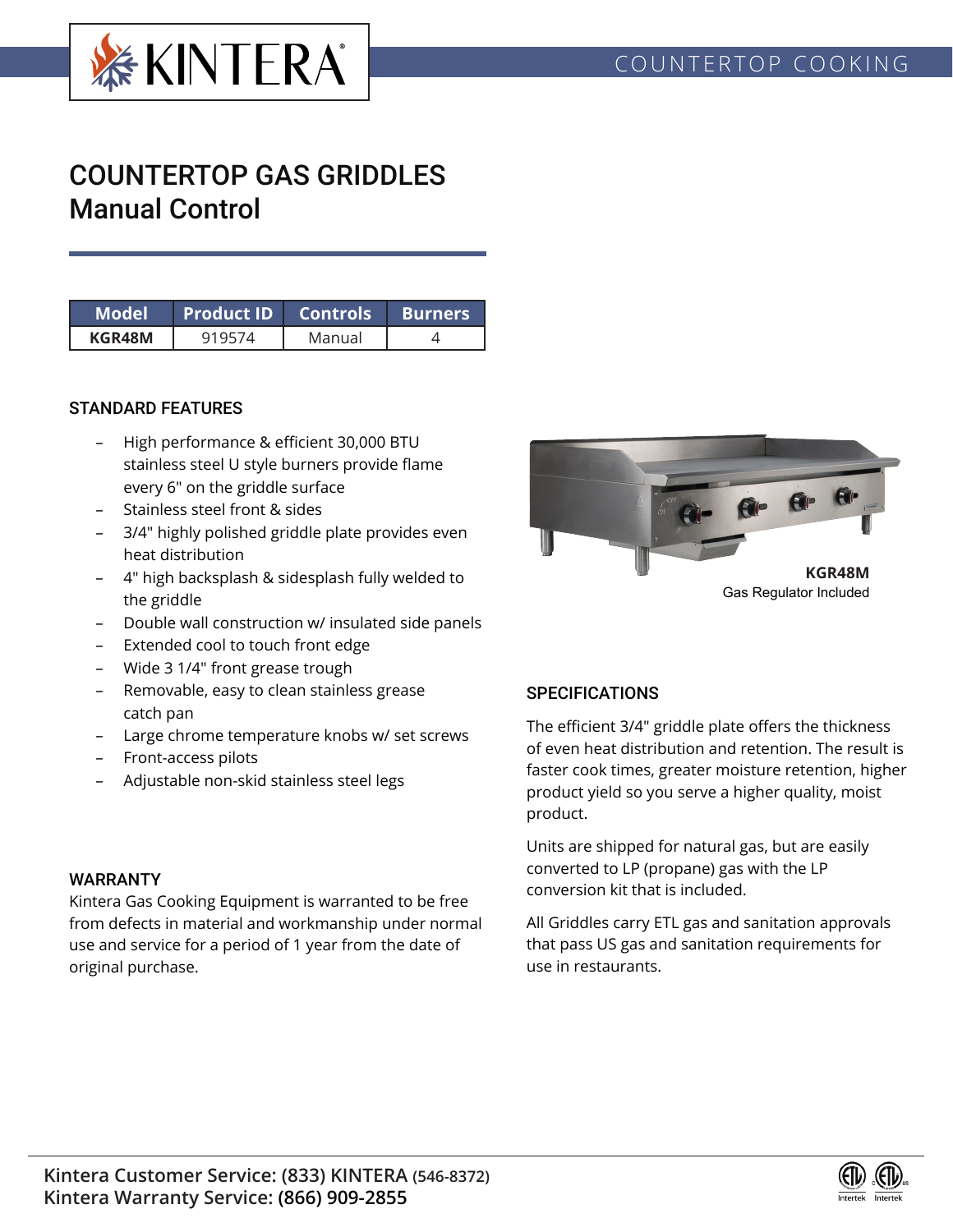COUNTERTOP COOKING

# COUNTERTOP GAS GRIDDLES
# Manual Control

| Model | Product ID | Controls | Burners |
|---|---|---|---|
| **KGR48M** | 919574 | Manual | 4 |

## STANDARD FEATURES

- High performance & efficient 30,000 BTU stainless steel U style burners provide flame every 6" on the griddle surface
- Stainless steel front & sides
- 3/4" highly polished griddle plate provides even heat distribution
- 4" high backsplash & sidesplash fully welded to the griddle
- Double wall construction w/ insulated side panels
- Extended cool to touch front edge
- Wide 3 1/4" front grease trough
- Removable, easy to clean stainless grease catch pan
- Large chrome temperature knobs w/ set screws
- Front-access pilots
- Adjustable non-skid stainless steel legs

**KGR48M**
Gas Regulator Included

## WARRANTY

Kintera Gas Cooking Equipment is warranted to be free from defects in material and workmanship under normal use and service for a period of 1 year from the date of original purchase.

## SPECIFICATIONS

The efficient 3/4" griddle plate offers the thickness of even heat distribution and retention. The result is faster cook times, greater moisture retention, higher product yield so you serve a higher quality, moist product.

Units are shipped for natural gas, but are easily converted to LP (propane) gas with the LP conversion kit that is included.

All Griddles carry ETL gas and sanitation approvals that pass US gas and sanitation requirements for use in restaurants.

**Kintera Customer Service: (833) KINTERA (546-8372)**
**Kintera Warranty Service: (866) 909-2855**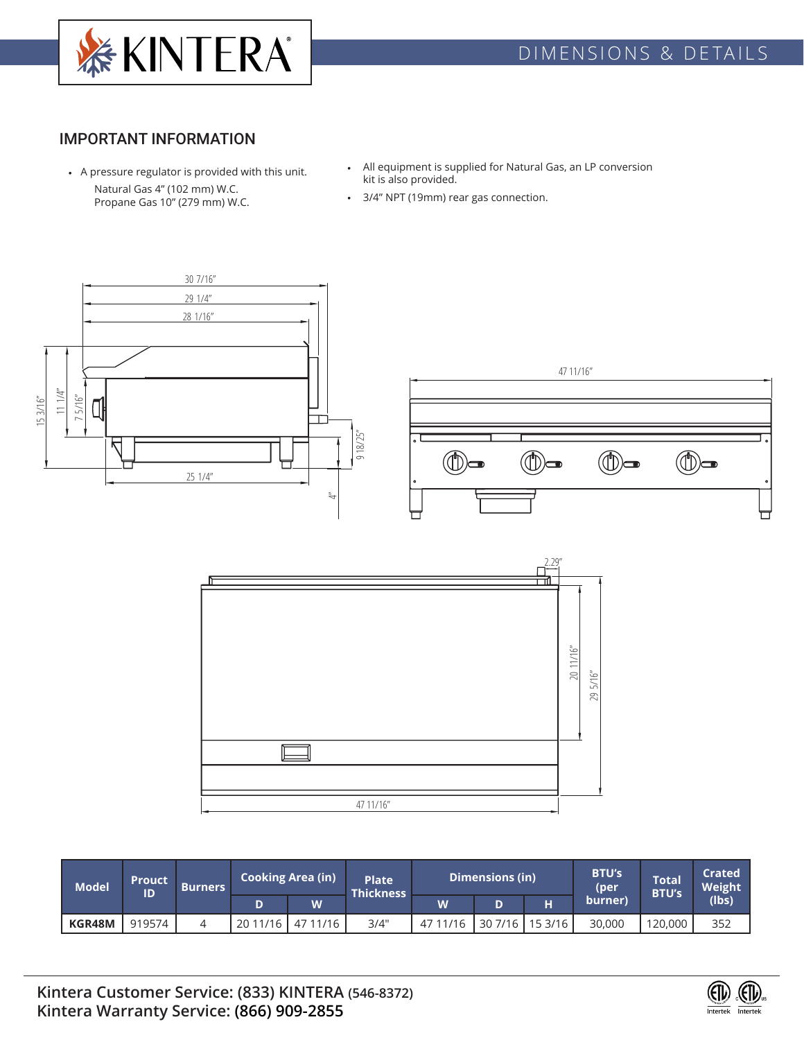# DIMENSIONS & DETAILS

## IMPORTANT INFORMATION

- A pressure regulator is provided with this unit.
  Natural Gas 4" (102 mm) W.C.
  Propane Gas 10" (279 mm) W.C.
- All equipment is supplied for Natural Gas, an LP conversion kit is also provided.
- 3/4" NPT (19mm) rear gas connection.

30 7/16"
29 1/4"
28 1/16"
15 3/16"
11 1/4"
7 5/16"
25 1/4"
9 18/25"
4"
47 11/16"
2.29"
20 11/16"
29 5/16"
47 11/16"

| Model | Prouct ID | Burners | Cooking Area (in) | | Plate Thickness | Dimensions (in) | | | BTU's (per burner) | Total BTU's | Crated Weight (lbs) |
|---|---|---|---|---|---|---|---|---|---|---|---|
| | | | D | W | | W | D | H | | | |
| KGR48M | 919574 | 4 | 20 11/16 | 47 11/16 | 3/4" | 47 11/16 | 30 7/16 | 15 3/16 | 30,000 | 120,000 | 352 |

**Kintera Customer Service: (833) KINTERA (546-8372)**
**Kintera Warranty Service: (866) 909-2855**